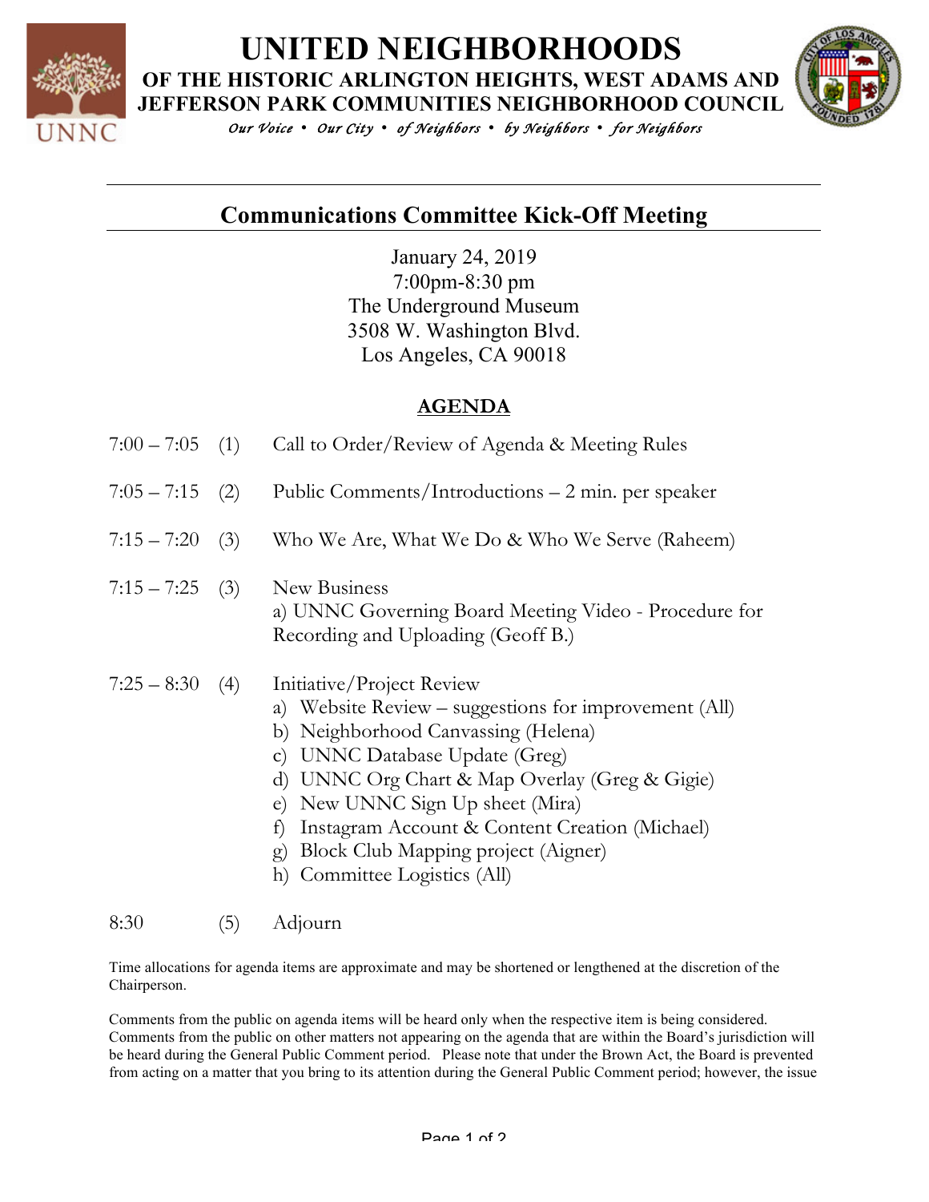# UNITED NEIGHBORHOODS

## OF THE HISTORIC ARLINGTON HEIGHTS, WEST ADAMS AND JEFFERSON PARK COMMUNITIES NEIGHBORHOOD COUNCIL

*Our Voice • Our City • of Neighbors • by Neighbors • for Neighbors*

---

## Communications Committee Kick-Off Meeting

January 24, 2019
7:00pm-8:30 pm
The Underground Museum
3508 W. Washington Blvd.
Los Angeles, CA 90018

### AGENDA

| | | |
|---|---|---|
| 7:00 – 7:05 | (1) | Call to Order/Review of Agenda & Meeting Rules |
| 7:05 – 7:15 | (2) | Public Comments/Introductions – 2 min. per speaker |
| 7:15 – 7:20 | (3) | Who We Are, What We Do & Who We Serve (Raheem) |
| 7:15 – 7:25 | (3) | New Business<br>a) UNNC Governing Board Meeting Video - Procedure for Recording and Uploading (Geoff B.) |
| 7:25 – 8:30 | (4) | Initiative/Project Review<br>a) Website Review – suggestions for improvement (All)<br>b) Neighborhood Canvassing (Helena)<br>c) UNNC Database Update (Greg)<br>d) UNNC Org Chart & Map Overlay (Greg & Gigie)<br>e) New UNNC Sign Up sheet (Mira)<br>f) Instagram Account & Content Creation (Michael)<br>g) Block Club Mapping project (Aigner)<br>h) Committee Logistics (All) |
| 8:30 | (5) | Adjourn |

Time allocations for agenda items are approximate and may be shortened or lengthened at the discretion of the Chairperson.

Comments from the public on agenda items will be heard only when the respective item is being considered. Comments from the public on other matters not appearing on the agenda that are within the Board's jurisdiction will be heard during the General Public Comment period. Please note that under the Brown Act, the Board is prevented from acting on a matter that you bring to its attention during the General Public Comment period; however, the issue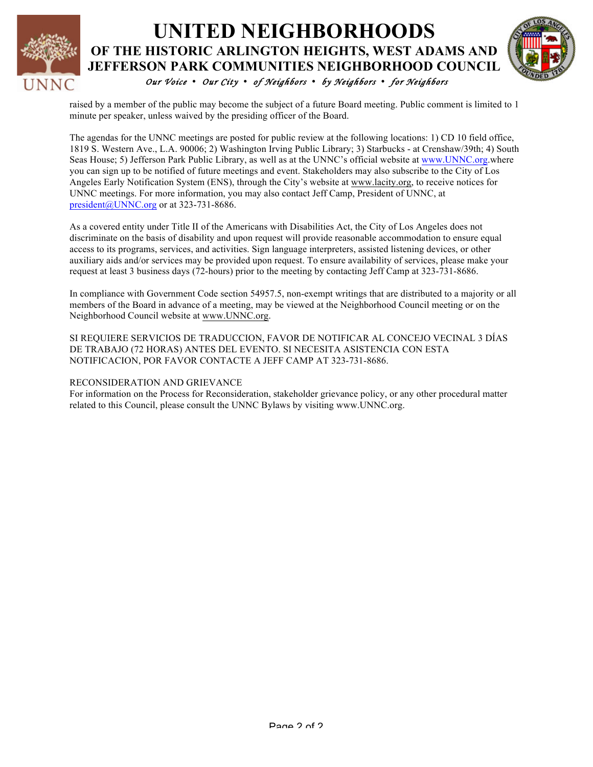raised by a member of the public may become the subject of a future Board meeting. Public comment is limited to 1 minute per speaker, unless waived by the presiding officer of the Board.

The agendas for the UNNC meetings are posted for public review at the following locations: 1) CD 10 field office, 1819 S. Western Ave., L.A. 90006; 2) Washington Irving Public Library; 3) Starbucks - at Crenshaw/39th; 4) South Seas House; 5) Jefferson Park Public Library, as well as at the UNNC's official website at www.UNNC.org.where you can sign up to be notified of future meetings and event. Stakeholders may also subscribe to the City of Los Angeles Early Notification System (ENS), through the City's website at www.lacity.org, to receive notices for UNNC meetings. For more information, you may also contact Jeff Camp, President of UNNC, at president@UNNC.org or at 323-731-8686.

As a covered entity under Title II of the Americans with Disabilities Act, the City of Los Angeles does not discriminate on the basis of disability and upon request will provide reasonable accommodation to ensure equal access to its programs, services, and activities. Sign language interpreters, assisted listening devices, or other auxiliary aids and/or services may be provided upon request. To ensure availability of services, please make your request at least 3 business days (72-hours) prior to the meeting by contacting Jeff Camp at 323-731-8686.

In compliance with Government Code section 54957.5, non-exempt writings that are distributed to a majority or all members of the Board in advance of a meeting, may be viewed at the Neighborhood Council meeting or on the Neighborhood Council website at www.UNNC.org.

SI REQUIERE SERVICIOS DE TRADUCCION, FAVOR DE NOTIFICAR AL CONCEJO VECINAL 3 DÍAS DE TRABAJO (72 HORAS) ANTES DEL EVENTO. SI NECESITA ASISTENCIA CON ESTA NOTIFICACION, POR FAVOR CONTACTE A JEFF CAMP AT 323-731-8686.

RECONSIDERATION AND GRIEVANCE

For information on the Process for Reconsideration, stakeholder grievance policy, or any other procedural matter related to this Council, please consult the UNNC Bylaws by visiting www.UNNC.org.